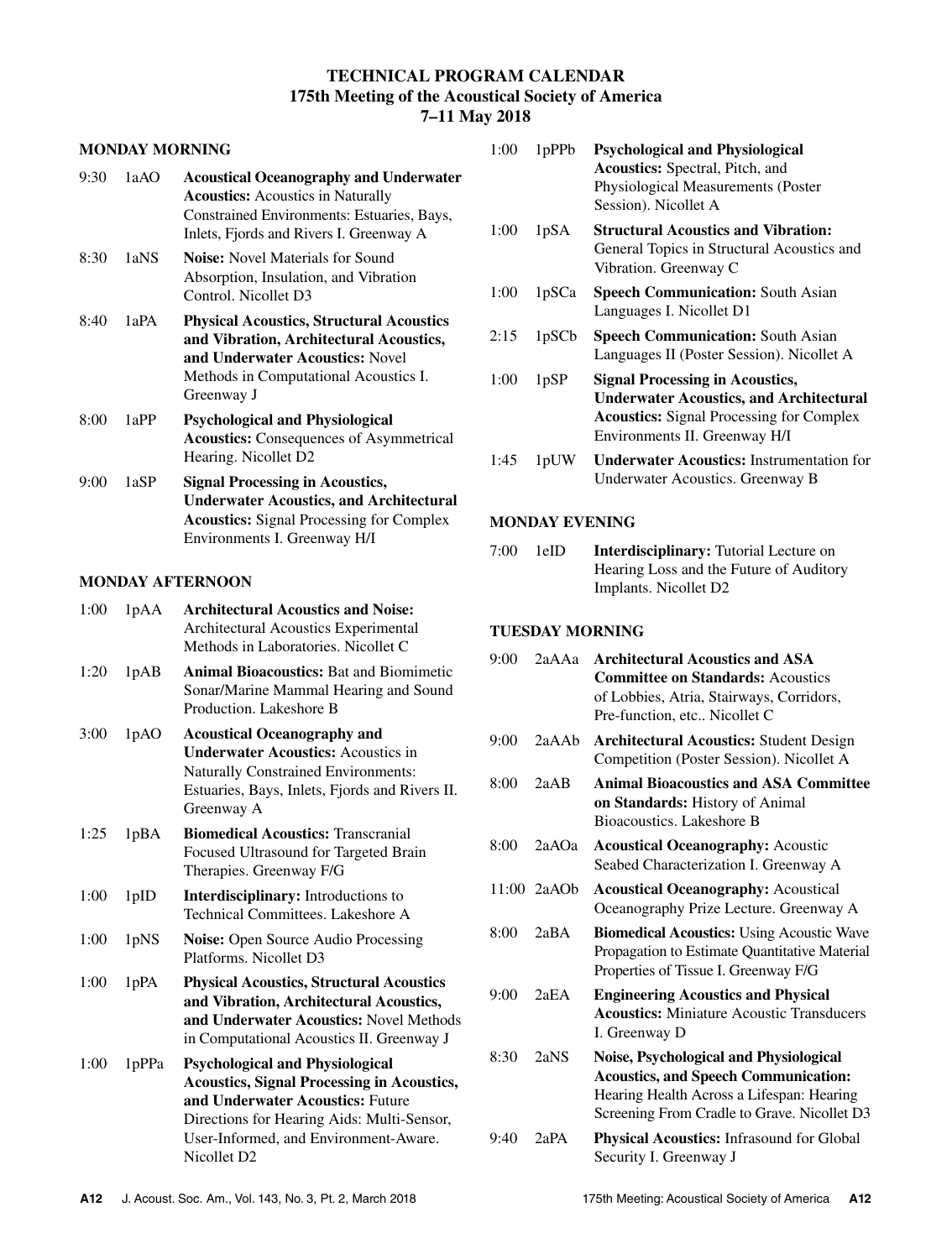# TECHNICAL PROGRAM CALENDAR
## 175th Meeting of the Acoustical Society of America
## 7–11 May 2018

### MONDAY MORNING

9:30 1aAO **Acoustical Oceanography and Underwater Acoustics:** Acoustics in Naturally Constrained Environments: Estuaries, Bays, Inlets, Fjords and Rivers I. Greenway A

8:30 1aNS **Noise:** Novel Materials for Sound Absorption, Insulation, and Vibration Control. Nicollet D3

8:40 1aPA **Physical Acoustics, Structural Acoustics and Vibration, Architectural Acoustics, and Underwater Acoustics:** Novel Methods in Computational Acoustics I. Greenway J

8:00 1aPP **Psychological and Physiological Acoustics:** Consequences of Asymmetrical Hearing. Nicollet D2

9:00 1aSP **Signal Processing in Acoustics, Underwater Acoustics, and Architectural Acoustics:** Signal Processing for Complex Environments I. Greenway H/I

### MONDAY AFTERNOON

1:00 1pAA **Architectural Acoustics and Noise:** Architectural Acoustics Experimental Methods in Laboratories. Nicollet C

1:20 1pAB **Animal Bioacoustics:** Bat and Biomimetic Sonar/Marine Mammal Hearing and Sound Production. Lakeshore B

3:00 1pAO **Acoustical Oceanography and Underwater Acoustics:** Acoustics in Naturally Constrained Environments: Estuaries, Bays, Inlets, Fjords and Rivers II. Greenway A

1:25 1pBA **Biomedical Acoustics:** Transcranial Focused Ultrasound for Targeted Brain Therapies. Greenway F/G

1:00 1pID **Interdisciplinary:** Introductions to Technical Committees. Lakeshore A

1:00 1pNS **Noise:** Open Source Audio Processing Platforms. Nicollet D3

1:00 1pPA **Physical Acoustics, Structural Acoustics and Vibration, Architectural Acoustics, and Underwater Acoustics:** Novel Methods in Computational Acoustics II. Greenway J

1:00 1pPPa **Psychological and Physiological Acoustics, Signal Processing in Acoustics, and Underwater Acoustics:** Future Directions for Hearing Aids: Multi-Sensor, User-Informed, and Environment-Aware. Nicollet D2

1:00 1pPPb **Psychological and Physiological Acoustics:** Spectral, Pitch, and Physiological Measurements (Poster Session). Nicollet A

1:00 1pSA **Structural Acoustics and Vibration:** General Topics in Structural Acoustics and Vibration. Greenway C

1:00 1pSCa **Speech Communication:** South Asian Languages I. Nicollet D1

2:15 1pSCb **Speech Communication:** South Asian Languages II (Poster Session). Nicollet A

1:00 1pSP **Signal Processing in Acoustics, Underwater Acoustics, and Architectural Acoustics:** Signal Processing for Complex Environments II. Greenway H/I

1:45 1pUW **Underwater Acoustics:** Instrumentation for Underwater Acoustics. Greenway B

### MONDAY EVENING

7:00 1eID **Interdisciplinary:** Tutorial Lecture on Hearing Loss and the Future of Auditory Implants. Nicollet D2

### TUESDAY MORNING

9:00 2aAAa **Architectural Acoustics and ASA Committee on Standards:** Acoustics of Lobbies, Atria, Stairways, Corridors, Pre-function, etc.. Nicollet C

9:00 2aAAb **Architectural Acoustics:** Student Design Competition (Poster Session). Nicollet A

8:00 2aAB **Animal Bioacoustics and ASA Committee on Standards:** History of Animal Bioacoustics. Lakeshore B

8:00 2aAOa **Acoustical Oceanography:** Acoustic Seabed Characterization I. Greenway A

11:00 2aAOb **Acoustical Oceanography:** Acoustical Oceanography Prize Lecture. Greenway A

8:00 2aBA **Biomedical Acoustics:** Using Acoustic Wave Propagation to Estimate Quantitative Material Properties of Tissue I. Greenway F/G

9:00 2aEA **Engineering Acoustics and Physical Acoustics:** Miniature Acoustic Transducers I. Greenway D

8:30 2aNS **Noise, Psychological and Physiological Acoustics, and Speech Communication:** Hearing Health Across a Lifespan: Hearing Screening From Cradle to Grave. Nicollet D3

9:40 2aPA **Physical Acoustics:** Infrasound for Global Security I. Greenway J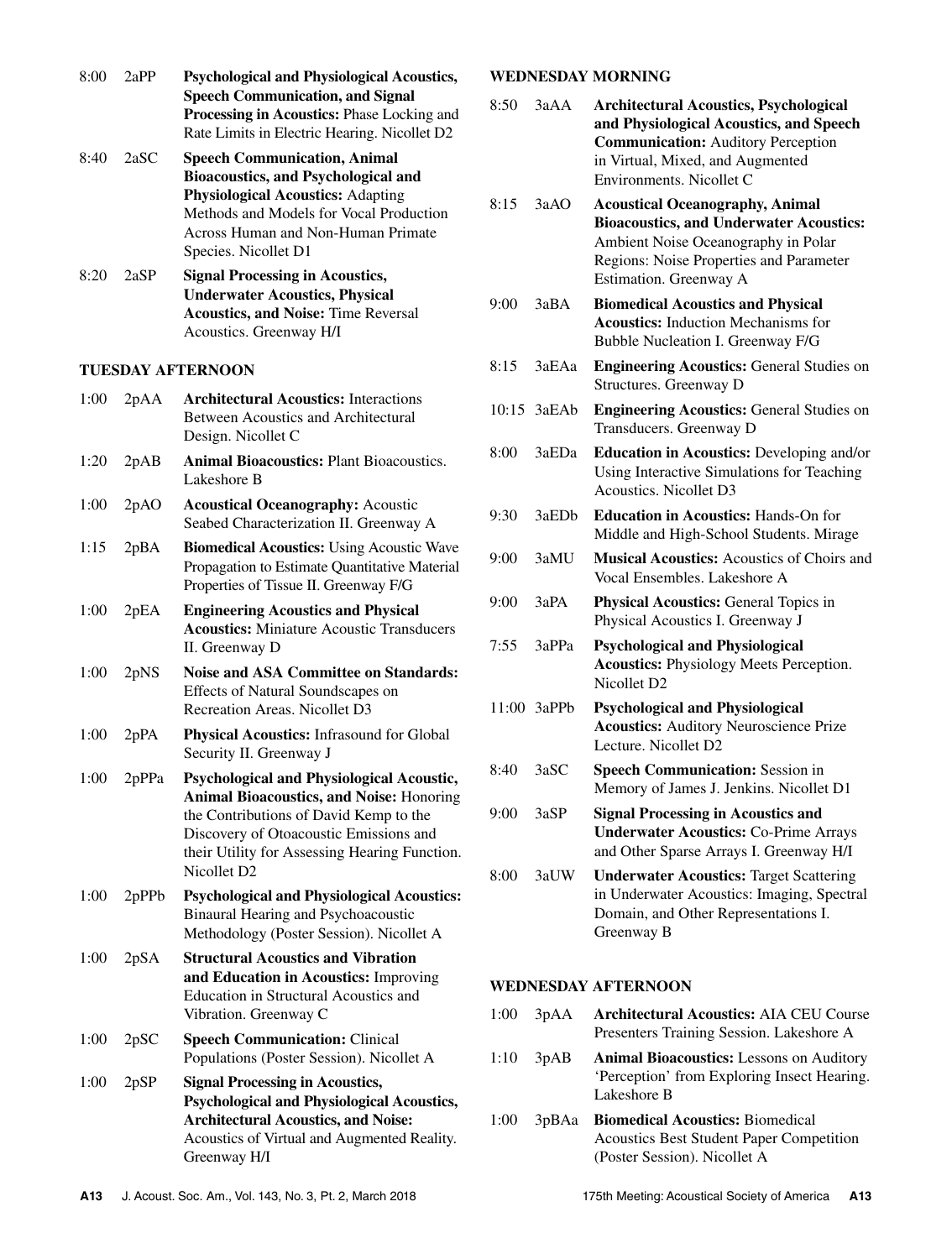| | | |
|---|---|---|
| 8:00 | 2aPP | **Psychological and Physiological Acoustics, Speech Communication, and Signal Processing in Acoustics:** Phase Locking and Rate Limits in Electric Hearing. Nicollet D2 |
| 8:40 | 2aSC | **Speech Communication, Animal Bioacoustics, and Psychological and Physiological Acoustics:** Adapting Methods and Models for Vocal Production Across Human and Non-Human Primate Species. Nicollet D1 |
| 8:20 | 2aSP | **Signal Processing in Acoustics, Underwater Acoustics, Physical Acoustics, and Noise:** Time Reversal Acoustics. Greenway H/I |

**TUESDAY AFTERNOON**

| | | |
|---|---|---|
| 1:00 | 2pAA | **Architectural Acoustics:** Interactions Between Acoustics and Architectural Design. Nicollet C |
| 1:20 | 2pAB | **Animal Bioacoustics:** Plant Bioacoustics. Lakeshore B |
| 1:00 | 2pAO | **Acoustical Oceanography:** Acoustic Seabed Characterization II. Greenway A |
| 1:15 | 2pBA | **Biomedical Acoustics:** Using Acoustic Wave Propagation to Estimate Quantitative Material Properties of Tissue II. Greenway F/G |
| 1:00 | 2pEA | **Engineering Acoustics and Physical Acoustics:** Miniature Acoustic Transducers II. Greenway D |
| 1:00 | 2pNS | **Noise and ASA Committee on Standards:** Effects of Natural Soundscapes on Recreation Areas. Nicollet D3 |
| 1:00 | 2pPA | **Physical Acoustics:** Infrasound for Global Security II. Greenway J |
| 1:00 | 2pPPa | **Psychological and Physiological Acoustic, Animal Bioacoustics, and Noise:** Honoring the Contributions of David Kemp to the Discovery of Otoacoustic Emissions and their Utility for Assessing Hearing Function. Nicollet D2 |
| 1:00 | 2pPPb | **Psychological and Physiological Acoustics:** Binaural Hearing and Psychoacoustic Methodology (Poster Session). Nicollet A |
| 1:00 | 2pSA | **Structural Acoustics and Vibration and Education in Acoustics:** Improving Education in Structural Acoustics and Vibration. Greenway C |
| 1:00 | 2pSC | **Speech Communication:** Clinical Populations (Poster Session). Nicollet A |
| 1:00 | 2pSP | **Signal Processing in Acoustics, Psychological and Physiological Acoustics, Architectural Acoustics, and Noise:** Acoustics of Virtual and Augmented Reality. Greenway H/I |

**WEDNESDAY MORNING**

| | | |
|---|---|---|
| 8:50 | 3aAA | **Architectural Acoustics, Psychological and Physiological Acoustics, and Speech Communication:** Auditory Perception in Virtual, Mixed, and Augmented Environments. Nicollet C |
| 8:15 | 3aAO | **Acoustical Oceanography, Animal Bioacoustics, and Underwater Acoustics:** Ambient Noise Oceanography in Polar Regions: Noise Properties and Parameter Estimation. Greenway A |
| 9:00 | 3aBA | **Biomedical Acoustics and Physical Acoustics:** Induction Mechanisms for Bubble Nucleation I. Greenway F/G |
| 8:15 | 3aEAa | **Engineering Acoustics:** General Studies on Structures. Greenway D |
| 10:15 | 3aEAb | **Engineering Acoustics:** General Studies on Transducers. Greenway D |
| 8:00 | 3aEDa | **Education in Acoustics:** Developing and/or Using Interactive Simulations for Teaching Acoustics. Nicollet D3 |
| 9:30 | 3aEDb | **Education in Acoustics:** Hands-On for Middle and High-School Students. Mirage |
| 9:00 | 3aMU | **Musical Acoustics:** Acoustics of Choirs and Vocal Ensembles. Lakeshore A |
| 9:00 | 3aPA | **Physical Acoustics:** General Topics in Physical Acoustics I. Greenway J |
| 7:55 | 3aPPa | **Psychological and Physiological Acoustics:** Physiology Meets Perception. Nicollet D2 |
| 11:00 | 3aPPb | **Psychological and Physiological Acoustics:** Auditory Neuroscience Prize Lecture. Nicollet D2 |
| 8:40 | 3aSC | **Speech Communication:** Session in Memory of James J. Jenkins. Nicollet D1 |
| 9:00 | 3aSP | **Signal Processing in Acoustics and Underwater Acoustics:** Co-Prime Arrays and Other Sparse Arrays I. Greenway H/I |
| 8:00 | 3aUW | **Underwater Acoustics:** Target Scattering in Underwater Acoustics: Imaging, Spectral Domain, and Other Representations I. Greenway B |

**WEDNESDAY AFTERNOON**

| | | |
|---|---|---|
| 1:00 | 3pAA | **Architectural Acoustics:** AIA CEU Course Presenters Training Session. Lakeshore A |
| 1:10 | 3pAB | **Animal Bioacoustics:** Lessons on Auditory 'Perception' from Exploring Insect Hearing. Lakeshore B |
| 1:00 | 3pBAa | **Biomedical Acoustics:** Biomedical Acoustics Best Student Paper Competition (Poster Session). Nicollet A |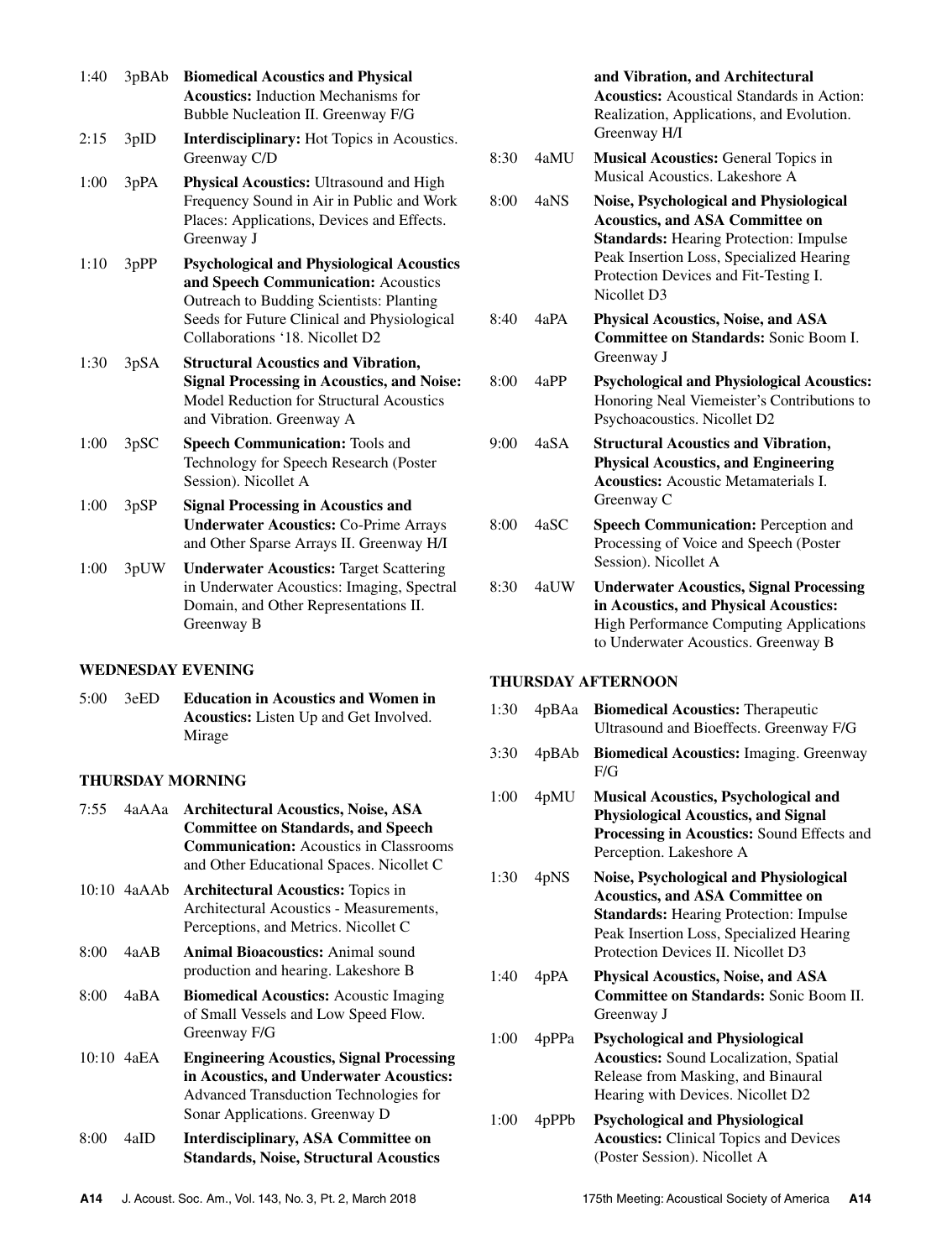1:40 3pBAb **Biomedical Acoustics and Physical Acoustics:** Induction Mechanisms for Bubble Nucleation II. Greenway F/G

2:15 3pID **Interdisciplinary:** Hot Topics in Acoustics. Greenway C/D

1:00 3pPA **Physical Acoustics:** Ultrasound and High Frequency Sound in Air in Public and Work Places: Applications, Devices and Effects. Greenway J

1:10 3pPP **Psychological and Physiological Acoustics and Speech Communication:** Acoustics Outreach to Budding Scientists: Planting Seeds for Future Clinical and Physiological Collaborations '18. Nicollet D2

1:30 3pSA **Structural Acoustics and Vibration, Signal Processing in Acoustics, and Noise:** Model Reduction for Structural Acoustics and Vibration. Greenway A

1:00 3pSC **Speech Communication:** Tools and Technology for Speech Research (Poster Session). Nicollet A

1:00 3pSP **Signal Processing in Acoustics and Underwater Acoustics:** Co-Prime Arrays and Other Sparse Arrays II. Greenway H/I

1:00 3pUW **Underwater Acoustics:** Target Scattering in Underwater Acoustics: Imaging, Spectral Domain, and Other Representations II. Greenway B

## WEDNESDAY EVENING

5:00 3eED **Education in Acoustics and Women in Acoustics:** Listen Up and Get Involved. Mirage

## THURSDAY MORNING

7:55 4aAAa **Architectural Acoustics, Noise, ASA Committee on Standards, and Speech Communication:** Acoustics in Classrooms and Other Educational Spaces. Nicollet C

10:10 4aAAb **Architectural Acoustics:** Topics in Architectural Acoustics - Measurements, Perceptions, and Metrics. Nicollet C

8:00 4aAB **Animal Bioacoustics:** Animal sound production and hearing. Lakeshore B

8:00 4aBA **Biomedical Acoustics:** Acoustic Imaging of Small Vessels and Low Speed Flow. Greenway F/G

10:10 4aEA **Engineering Acoustics, Signal Processing in Acoustics, and Underwater Acoustics:** Advanced Transduction Technologies for Sonar Applications. Greenway D

8:00 4aID **Interdisciplinary, ASA Committee on Standards, Noise, Structural Acoustics and Vibration, and Architectural Acoustics:** Acoustical Standards in Action: Realization, Applications, and Evolution. Greenway H/I

8:30 4aMU **Musical Acoustics:** General Topics in Musical Acoustics. Lakeshore A

8:00 4aNS **Noise, Psychological and Physiological Acoustics, and ASA Committee on Standards:** Hearing Protection: Impulse Peak Insertion Loss, Specialized Hearing Protection Devices and Fit-Testing I. Nicollet D3

8:40 4aPA **Physical Acoustics, Noise, and ASA Committee on Standards:** Sonic Boom I. Greenway J

8:00 4aPP **Psychological and Physiological Acoustics:** Honoring Neal Viemeister's Contributions to Psychoacoustics. Nicollet D2

9:00 4aSA **Structural Acoustics and Vibration, Physical Acoustics, and Engineering Acoustics:** Acoustic Metamaterials I. Greenway C

8:00 4aSC **Speech Communication:** Perception and Processing of Voice and Speech (Poster Session). Nicollet A

8:30 4aUW **Underwater Acoustics, Signal Processing in Acoustics, and Physical Acoustics:** High Performance Computing Applications to Underwater Acoustics. Greenway B

## THURSDAY AFTERNOON

1:30 4pBAa **Biomedical Acoustics:** Therapeutic Ultrasound and Bioeffects. Greenway F/G

3:30 4pBAb **Biomedical Acoustics:** Imaging. Greenway F/G

1:00 4pMU **Musical Acoustics, Psychological and Physiological Acoustics, and Signal Processing in Acoustics:** Sound Effects and Perception. Lakeshore A

1:30 4pNS **Noise, Psychological and Physiological Acoustics, and ASA Committee on Standards:** Hearing Protection: Impulse Peak Insertion Loss, Specialized Hearing Protection Devices II. Nicollet D3

1:40 4pPA **Physical Acoustics, Noise, and ASA Committee on Standards:** Sonic Boom II. Greenway J

1:00 4pPPa **Psychological and Physiological Acoustics:** Sound Localization, Spatial Release from Masking, and Binaural Hearing with Devices. Nicollet D2

1:00 4pPPb **Psychological and Physiological Acoustics:** Clinical Topics and Devices (Poster Session). Nicollet A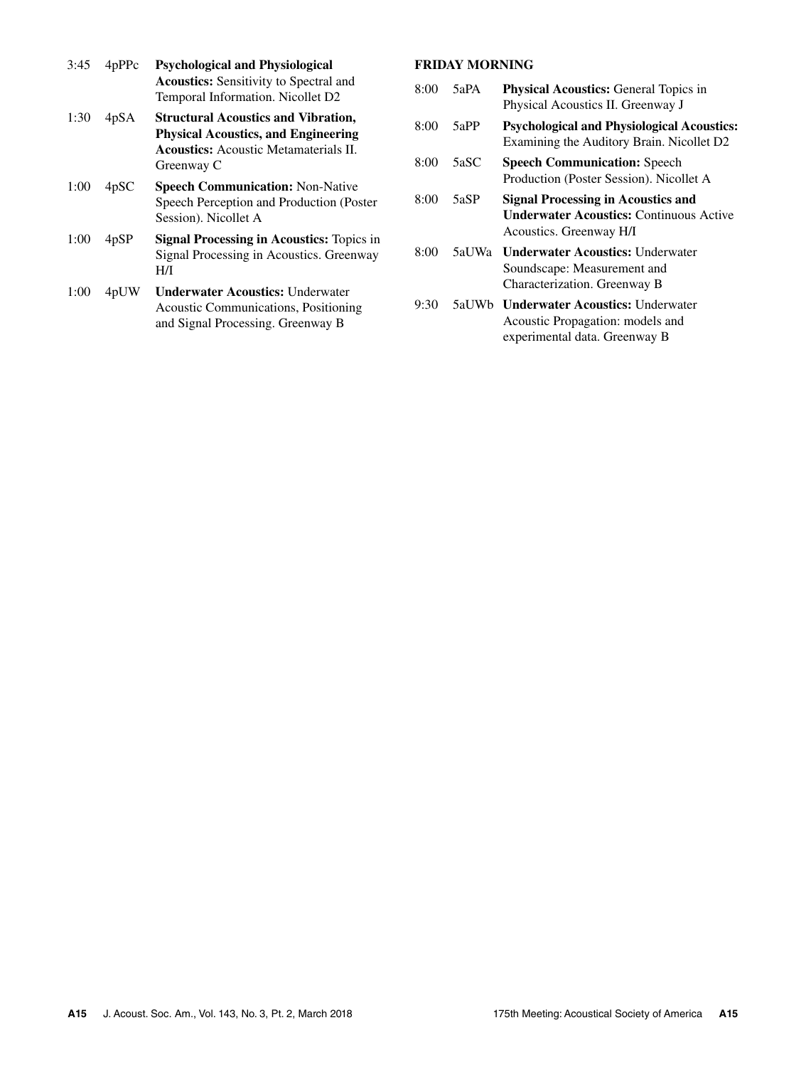3:45 4pPPc **Psychological and Physiological Acoustics:** Sensitivity to Spectral and Temporal Information. Nicollet D2

1:30 4pSA **Structural Acoustics and Vibration, Physical Acoustics, and Engineering Acoustics:** Acoustic Metamaterials II. Greenway C

1:00 4pSC **Speech Communication:** Non-Native Speech Perception and Production (Poster Session). Nicollet A

1:00 4pSP **Signal Processing in Acoustics:** Topics in Signal Processing in Acoustics. Greenway H/I

1:00 4pUW **Underwater Acoustics:** Underwater Acoustic Communications, Positioning and Signal Processing. Greenway B

**FRIDAY MORNING**

8:00 5aPA **Physical Acoustics:** General Topics in Physical Acoustics II. Greenway J

8:00 5aPP **Psychological and Physiological Acoustics:** Examining the Auditory Brain. Nicollet D2

8:00 5aSC **Speech Communication:** Speech Production (Poster Session). Nicollet A

8:00 5aSP **Signal Processing in Acoustics and Underwater Acoustics:** Continuous Active Acoustics. Greenway H/I

8:00 5aUWa **Underwater Acoustics:** Underwater Soundscape: Measurement and Characterization. Greenway B

9:30 5aUWb **Underwater Acoustics:** Underwater Acoustic Propagation: models and experimental data. Greenway B